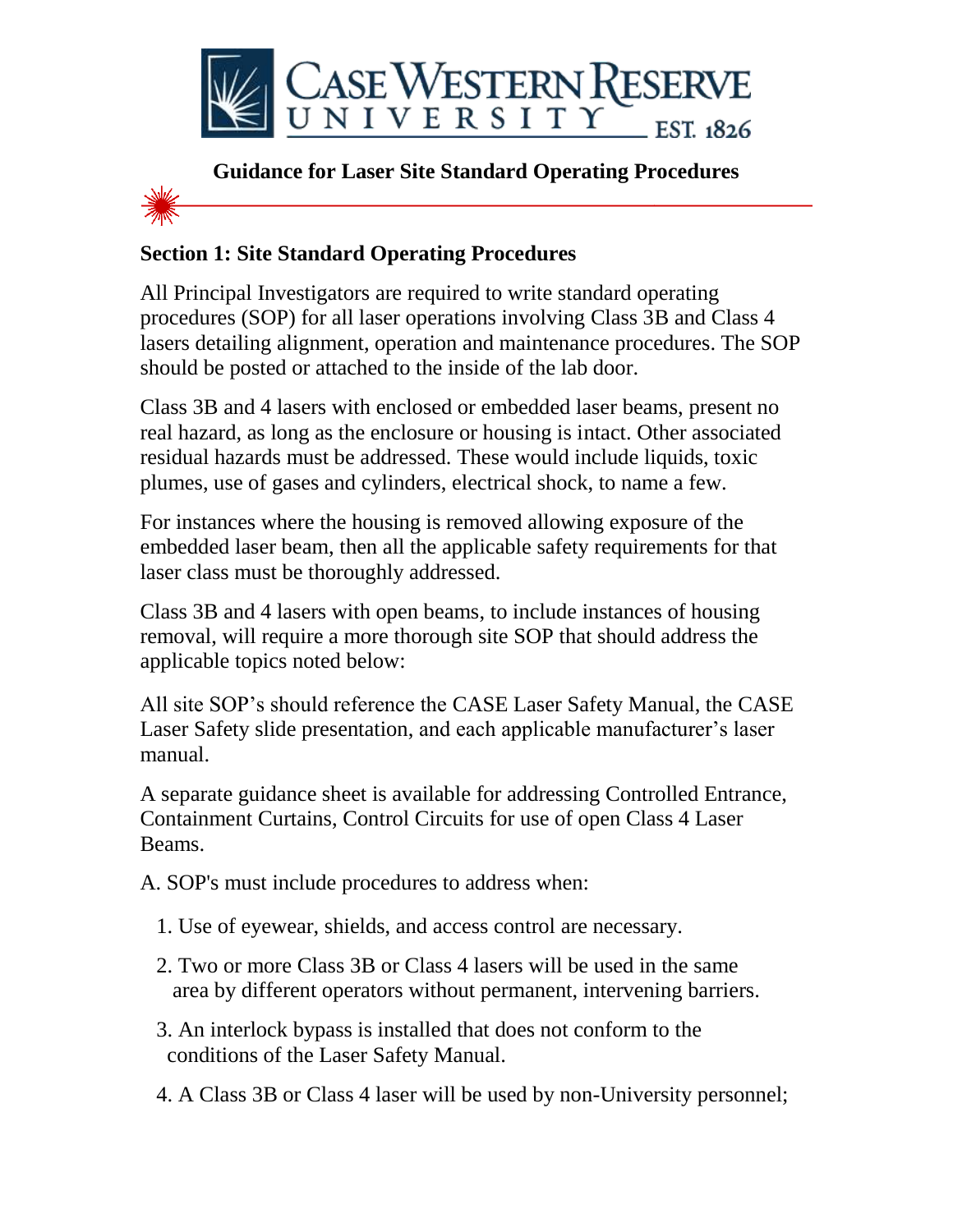# Guidance for Laser Site Standard Operating Procedures

## Section 1: Site Standard Operating Procedures

All Principal Investigators are required to write standard operating procedures (SOP) for all laser operations involving Class 3B and Class 4 lasers detailing alignment, operation and maintenance procedures. The SOP should be posted or attached to the inside of the lab door.

Class 3B and 4 lasers with enclosed or embedded laser beams, present no real hazard, as long as the enclosure or housing is intact. Other associated residual hazards must be addressed. These would include liquids, toxic plumes, use of gases and cylinders, electrical shock, to name a few.

For instances where the housing is removed allowing exposure of the embedded laser beam, then all the applicable safety requirements for that laser class must be thoroughly addressed.

Class 3B and 4 lasers with open beams, to include instances of housing removal, will require a more thorough site SOP that should address the applicable topics noted below:

All site SOP's should reference the CASE Laser Safety Manual, the CASE Laser Safety slide presentation, and each applicable manufacturer's laser manual.

A separate guidance sheet is available for addressing Controlled Entrance, Containment Curtains, Control Circuits for use of open Class 4 Laser Beams.

A. SOP's must include procedures to address when:

1. Use of eyewear, shields, and access control are necessary.
2. Two or more Class 3B or Class 4 lasers will be used in the same area by different operators without permanent, intervening barriers.
3. An interlock bypass is installed that does not conform to the conditions of the Laser Safety Manual.
4. A Class 3B or Class 4 laser will be used by non-University personnel;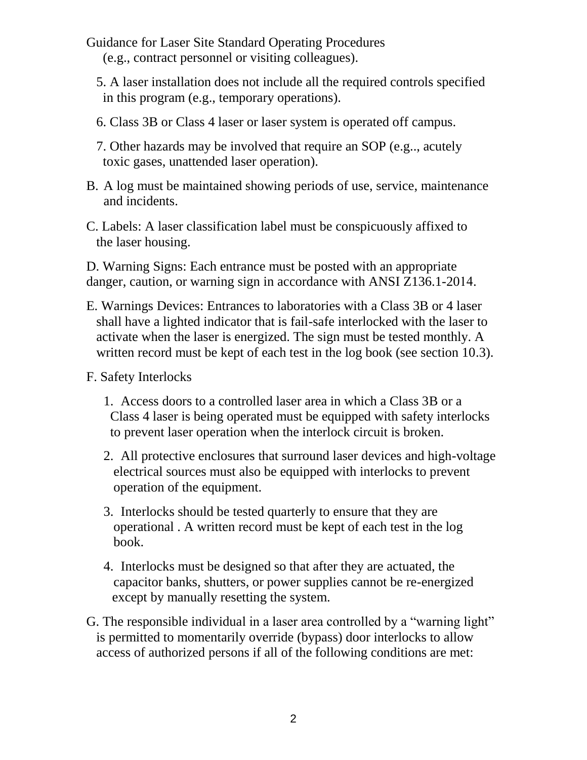(e.g., contract personnel or visiting colleagues).

5. A laser installation does not include all the required controls specified in this program (e.g., temporary operations).

6. Class 3B or Class 4 laser or laser system is operated off campus.

7. Other hazards may be involved that require an SOP (e.g.., acutely toxic gases, unattended laser operation).

B. A log must be maintained showing periods of use, service, maintenance and incidents.

C. Labels: A laser classification label must be conspicuously affixed to the laser housing.

D. Warning Signs: Each entrance must be posted with an appropriate danger, caution, or warning sign in accordance with ANSI Z136.1-2014.

E. Warnings Devices: Entrances to laboratories with a Class 3B or 4 laser shall have a lighted indicator that is fail-safe interlocked with the laser to activate when the laser is energized. The sign must be tested monthly. A written record must be kept of each test in the log book (see section 10.3).

F. Safety Interlocks

1. Access doors to a controlled laser area in which a Class 3B or a Class 4 laser is being operated must be equipped with safety interlocks to prevent laser operation when the interlock circuit is broken.

2. All protective enclosures that surround laser devices and high-voltage electrical sources must also be equipped with interlocks to prevent operation of the equipment.

3. Interlocks should be tested quarterly to ensure that they are operational . A written record must be kept of each test in the log book.

4. Interlocks must be designed so that after they are actuated, the capacitor banks, shutters, or power supplies cannot be re-energized except by manually resetting the system.

G. The responsible individual in a laser area controlled by a “warning light” is permitted to momentarily override (bypass) door interlocks to allow access of authorized persons if all of the following conditions are met: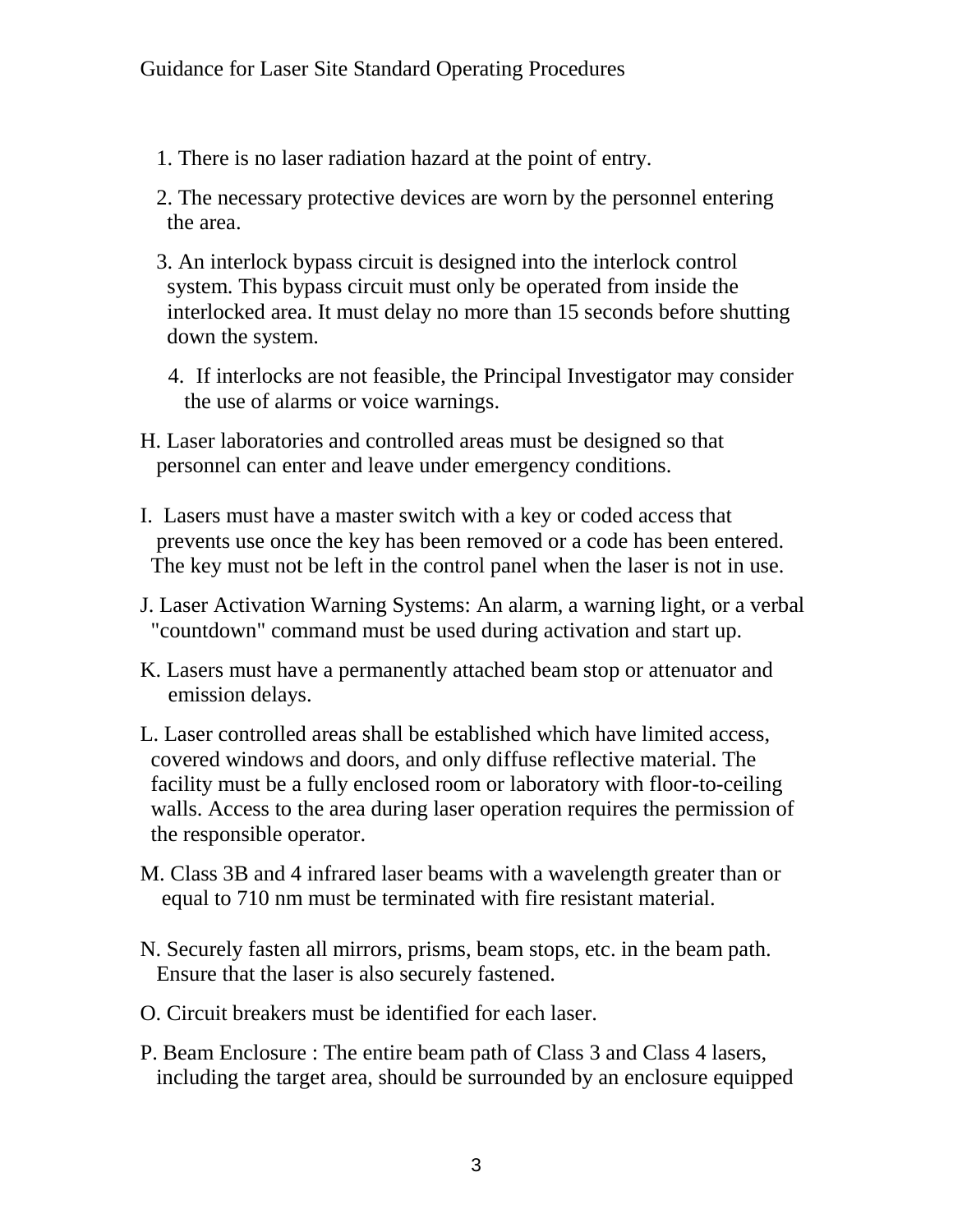1. There is no laser radiation hazard at the point of entry.

2. The necessary protective devices are worn by the personnel entering the area.

3. An interlock bypass circuit is designed into the interlock control system. This bypass circuit must only be operated from inside the interlocked area. It must delay no more than 15 seconds before shutting down the system.

4. If interlocks are not feasible, the Principal Investigator may consider the use of alarms or voice warnings.

H. Laser laboratories and controlled areas must be designed so that personnel can enter and leave under emergency conditions.

I. Lasers must have a master switch with a key or coded access that prevents use once the key has been removed or a code has been entered. The key must not be left in the control panel when the laser is not in use.

J. Laser Activation Warning Systems: An alarm, a warning light, or a verbal "countdown" command must be used during activation and start up.

K. Lasers must have a permanently attached beam stop or attenuator and emission delays.

L. Laser controlled areas shall be established which have limited access, covered windows and doors, and only diffuse reflective material. The facility must be a fully enclosed room or laboratory with floor-to-ceiling walls. Access to the area during laser operation requires the permission of the responsible operator.

M. Class 3B and 4 infrared laser beams with a wavelength greater than or equal to 710 nm must be terminated with fire resistant material.

N. Securely fasten all mirrors, prisms, beam stops, etc. in the beam path. Ensure that the laser is also securely fastened.

O. Circuit breakers must be identified for each laser.

P. Beam Enclosure : The entire beam path of Class 3 and Class 4 lasers, including the target area, should be surrounded by an enclosure equipped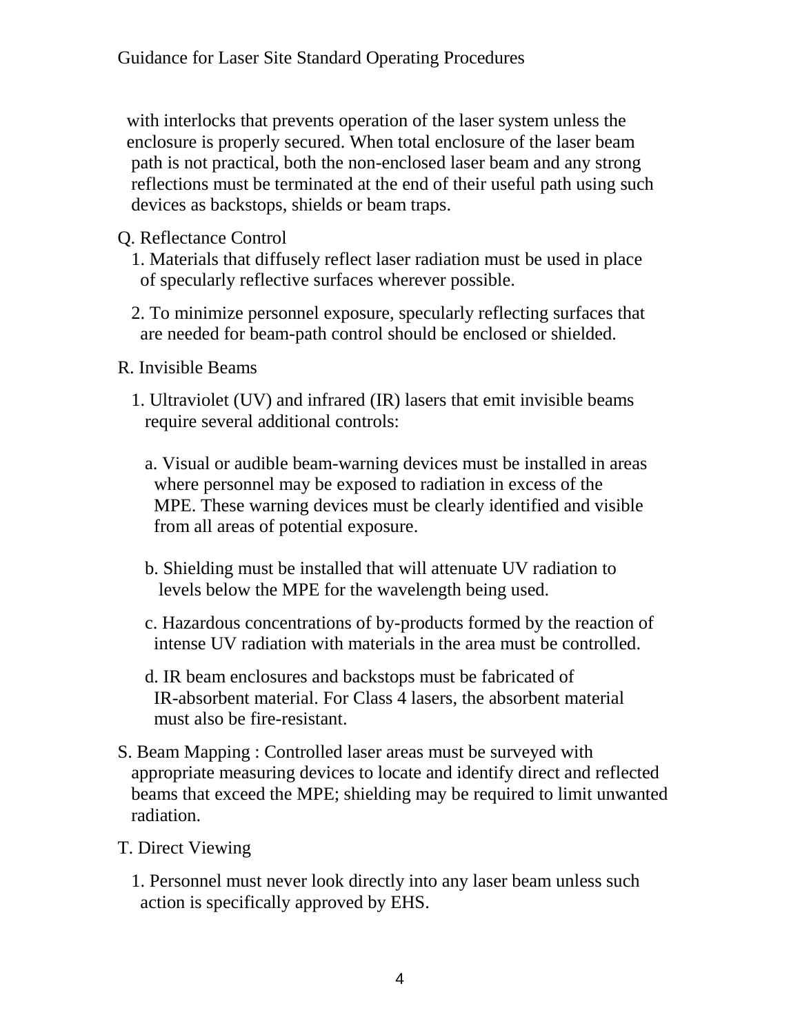with interlocks that prevents operation of the laser system unless the enclosure is properly secured. When total enclosure of the laser beam path is not practical, both the non-enclosed laser beam and any strong reflections must be terminated at the end of their useful path using such devices as backstops, shields or beam traps.

Q. Reflectance Control

1. Materials that diffusely reflect laser radiation must be used in place of specularly reflective surfaces wherever possible.

2. To minimize personnel exposure, specularly reflecting surfaces that are needed for beam-path control should be enclosed or shielded.

R. Invisible Beams

1. Ultraviolet (UV) and infrared (IR) lasers that emit invisible beams require several additional controls:

   a. Visual or audible beam-warning devices must be installed in areas where personnel may be exposed to radiation in excess of the MPE. These warning devices must be clearly identified and visible from all areas of potential exposure.

   b. Shielding must be installed that will attenuate UV radiation to levels below the MPE for the wavelength being used.

   c. Hazardous concentrations of by-products formed by the reaction of intense UV radiation with materials in the area must be controlled.

   d. IR beam enclosures and backstops must be fabricated of IR-absorbent material. For Class 4 lasers, the absorbent material must also be fire-resistant.

S. Beam Mapping : Controlled laser areas must be surveyed with appropriate measuring devices to locate and identify direct and reflected beams that exceed the MPE; shielding may be required to limit unwanted radiation.

T. Direct Viewing

1. Personnel must never look directly into any laser beam unless such action is specifically approved by EHS.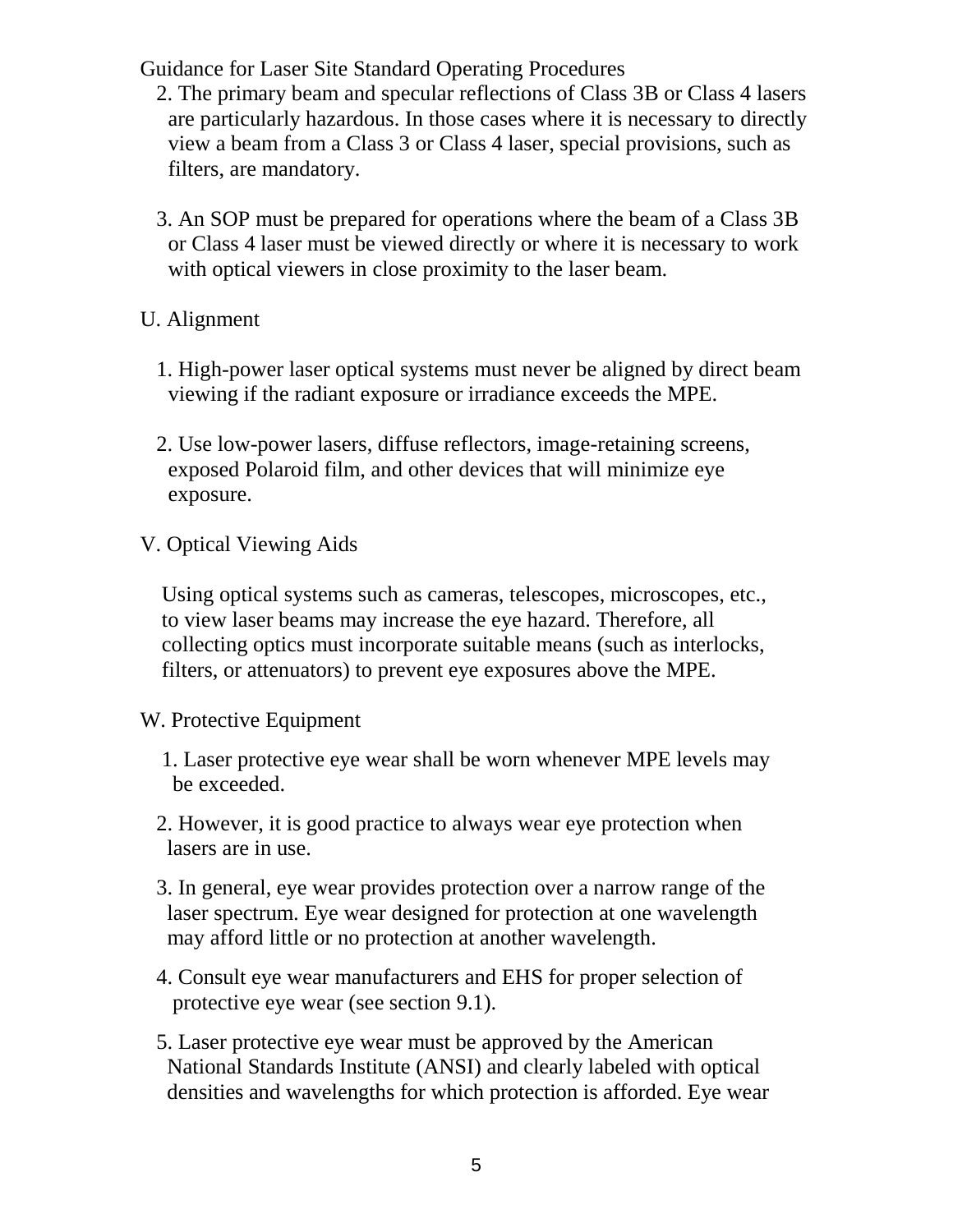Guidance for Laser Site Standard Operating Procedures

2. The primary beam and specular reflections of Class 3B or Class 4 lasers are particularly hazardous. In those cases where it is necessary to directly view a beam from a Class 3 or Class 4 laser, special provisions, such as filters, are mandatory.

3. An SOP must be prepared for operations where the beam of a Class 3B or Class 4 laser must be viewed directly or where it is necessary to work with optical viewers in close proximity to the laser beam.

U. Alignment

1. High-power laser optical systems must never be aligned by direct beam viewing if the radiant exposure or irradiance exceeds the MPE.

2. Use low-power lasers, diffuse reflectors, image-retaining screens, exposed Polaroid film, and other devices that will minimize eye exposure.

V. Optical Viewing Aids

Using optical systems such as cameras, telescopes, microscopes, etc., to view laser beams may increase the eye hazard. Therefore, all collecting optics must incorporate suitable means (such as interlocks, filters, or attenuators) to prevent eye exposures above the MPE.

W. Protective Equipment

1. Laser protective eye wear shall be worn whenever MPE levels may be exceeded.

2. However, it is good practice to always wear eye protection when lasers are in use.

3. In general, eye wear provides protection over a narrow range of the laser spectrum. Eye wear designed for protection at one wavelength may afford little or no protection at another wavelength.

4. Consult eye wear manufacturers and EHS for proper selection of protective eye wear (see section 9.1).

5. Laser protective eye wear must be approved by the American National Standards Institute (ANSI) and clearly labeled with optical densities and wavelengths for which protection is afforded. Eye wear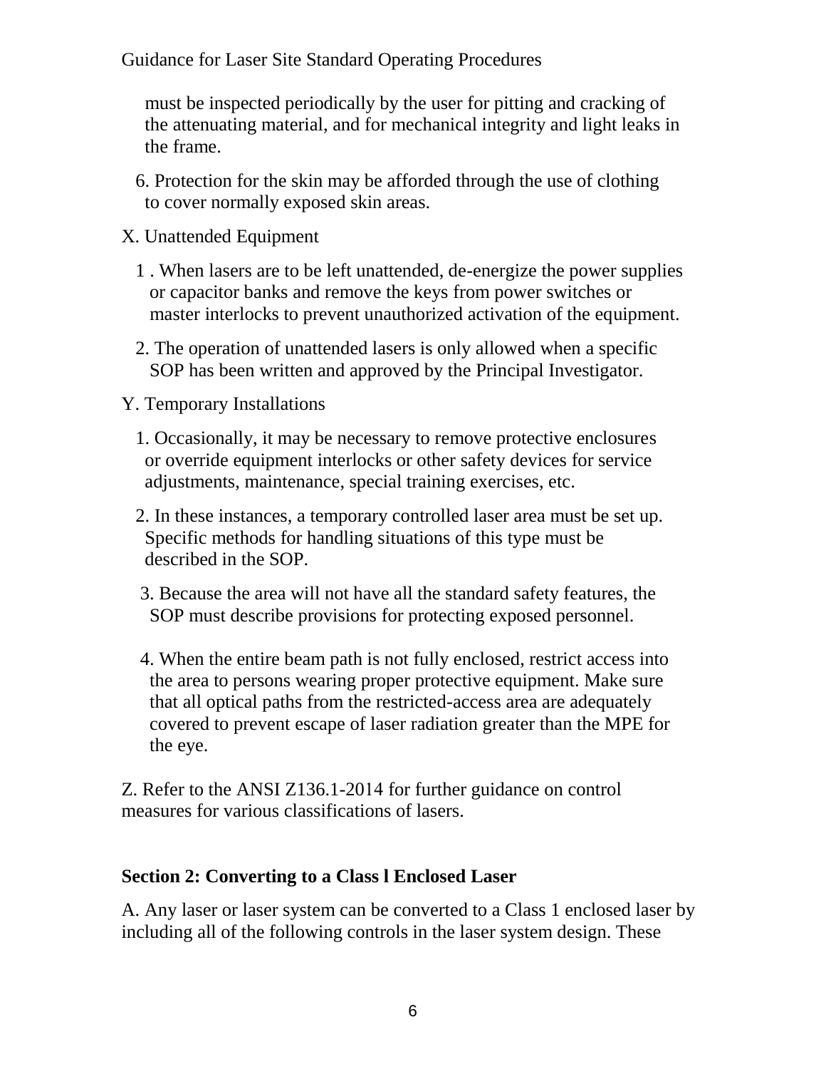must be inspected periodically by the user for pitting and cracking of the attenuating material, and for mechanical integrity and light leaks in the frame.

6. Protection for the skin may be afforded through the use of clothing to cover normally exposed skin areas.

X. Unattended Equipment

1. When lasers are to be left unattended, de-energize the power supplies or capacitor banks and remove the keys from power switches or master interlocks to prevent unauthorized activation of the equipment.

2. The operation of unattended lasers is only allowed when a specific SOP has been written and approved by the Principal Investigator.

Y. Temporary Installations

1. Occasionally, it may be necessary to remove protective enclosures or override equipment interlocks or other safety devices for service adjustments, maintenance, special training exercises, etc.

2. In these instances, a temporary controlled laser area must be set up. Specific methods for handling situations of this type must be described in the SOP.

3. Because the area will not have all the standard safety features, the SOP must describe provisions for protecting exposed personnel.

4. When the entire beam path is not fully enclosed, restrict access into the area to persons wearing proper protective equipment. Make sure that all optical paths from the restricted-access area are adequately covered to prevent escape of laser radiation greater than the MPE for the eye.

Z. Refer to the ANSI Z136.1-2014 for further guidance on control measures for various classifications of lasers.

## Section 2: Converting to a Class l Enclosed Laser

A. Any laser or laser system can be converted to a Class 1 enclosed laser by including all of the following controls in the laser system design. These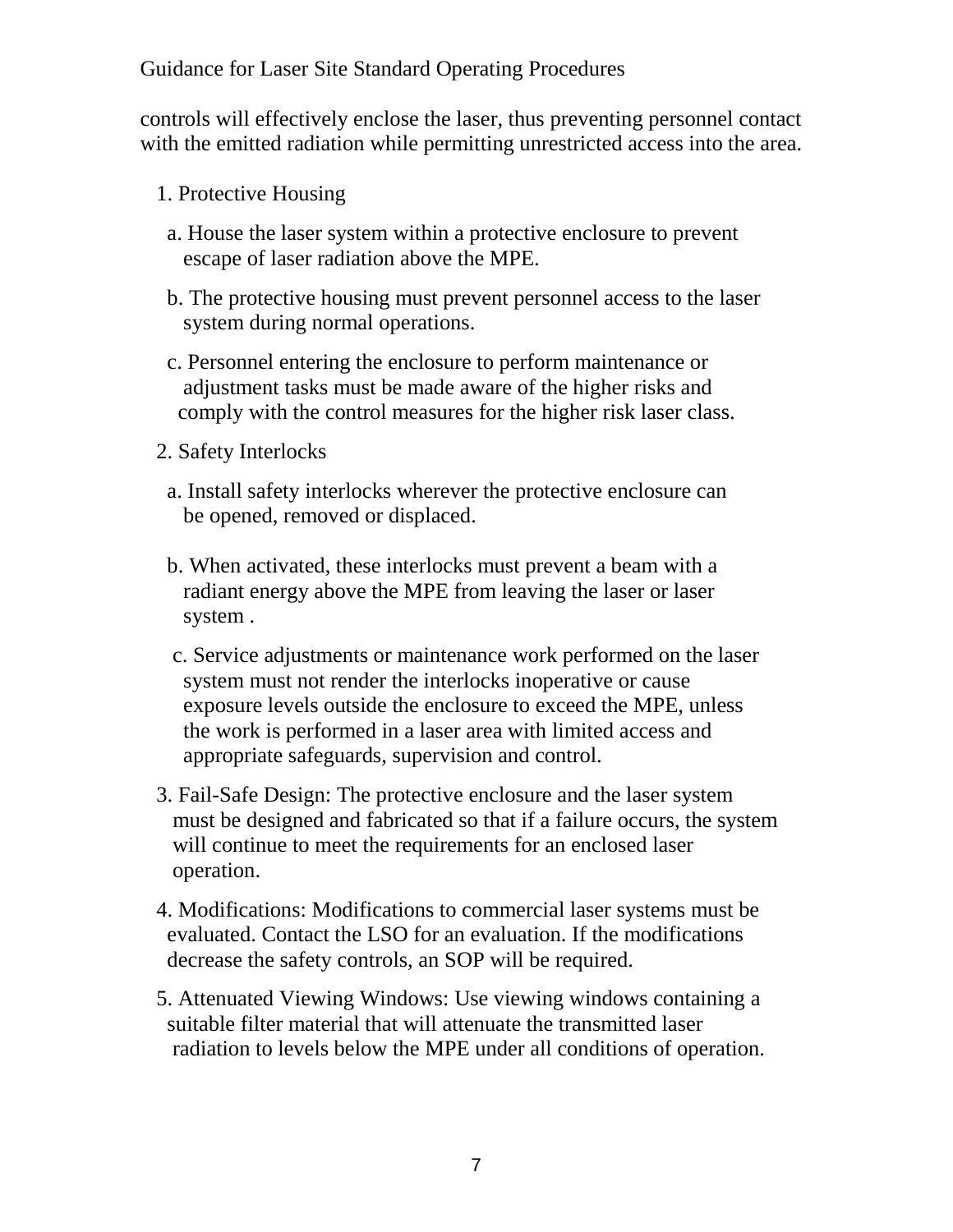controls will effectively enclose the laser, thus preventing personnel contact with the emitted radiation while permitting unrestricted access into the area.

1. Protective Housing

   a. House the laser system within a protective enclosure to prevent escape of laser radiation above the MPE.

   b. The protective housing must prevent personnel access to the laser system during normal operations.

   c. Personnel entering the enclosure to perform maintenance or adjustment tasks must be made aware of the higher risks and comply with the control measures for the higher risk laser class.

2. Safety Interlocks

   a. Install safety interlocks wherever the protective enclosure can be opened, removed or displaced.

   b. When activated, these interlocks must prevent a beam with a radiant energy above the MPE from leaving the laser or laser system .

   c. Service adjustments or maintenance work performed on the laser system must not render the interlocks inoperative or cause exposure levels outside the enclosure to exceed the MPE, unless the work is performed in a laser area with limited access and appropriate safeguards, supervision and control.

3. Fail-Safe Design: The protective enclosure and the laser system must be designed and fabricated so that if a failure occurs, the system will continue to meet the requirements for an enclosed laser operation.

4. Modifications: Modifications to commercial laser systems must be evaluated. Contact the LSO for an evaluation. If the modifications decrease the safety controls, an SOP will be required.

5. Attenuated Viewing Windows: Use viewing windows containing a suitable filter material that will attenuate the transmitted laser radiation to levels below the MPE under all conditions of operation.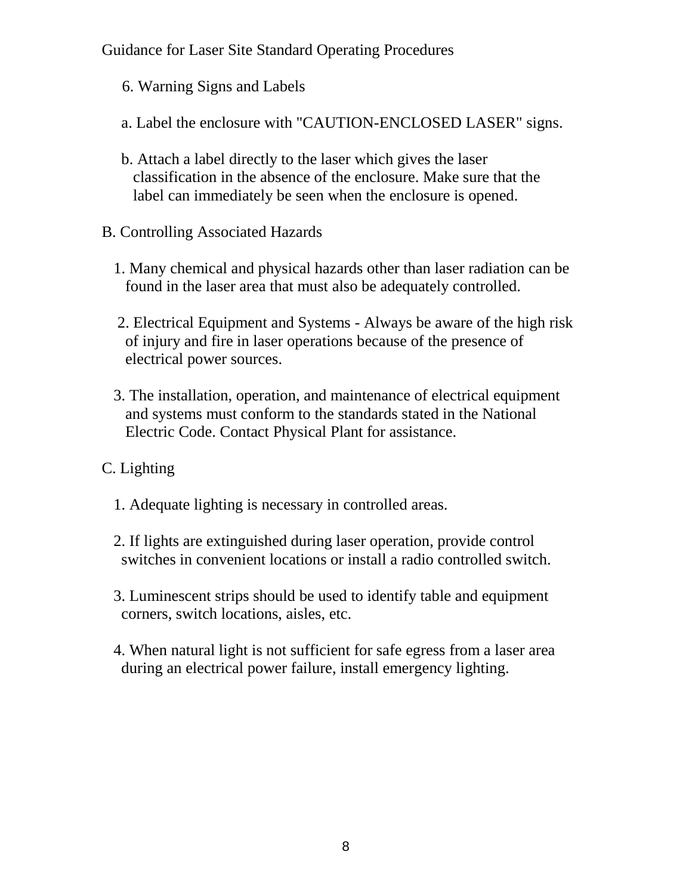6. Warning Signs and Labels

a. Label the enclosure with "CAUTION-ENCLOSED LASER" signs.

b. Attach a label directly to the laser which gives the laser classification in the absence of the enclosure. Make sure that the label can immediately be seen when the enclosure is opened.

B. Controlling Associated Hazards

1. Many chemical and physical hazards other than laser radiation can be found in the laser area that must also be adequately controlled.

2. Electrical Equipment and Systems - Always be aware of the high risk of injury and fire in laser operations because of the presence of electrical power sources.

3. The installation, operation, and maintenance of electrical equipment and systems must conform to the standards stated in the National Electric Code. Contact Physical Plant for assistance.

C. Lighting

1. Adequate lighting is necessary in controlled areas.

2. If lights are extinguished during laser operation, provide control switches in convenient locations or install a radio controlled switch.

3. Luminescent strips should be used to identify table and equipment corners, switch locations, aisles, etc.

4. When natural light is not sufficient for safe egress from a laser area during an electrical power failure, install emergency lighting.